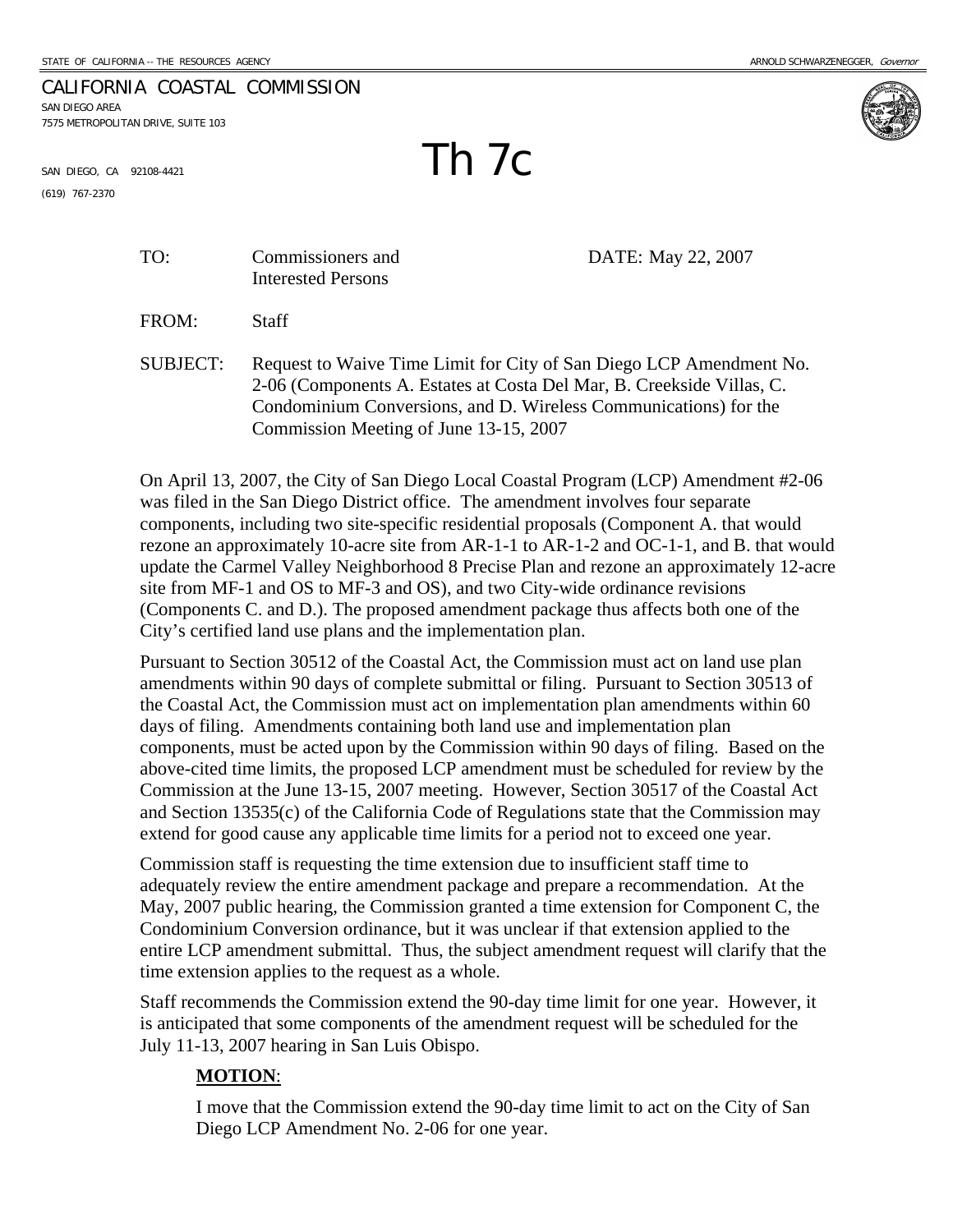STATE OF CALIFORNIA -- THE RESOURCES AGENCY

ARNOLD SCHWARZENEGGER, *Governor*

CALIFORNIA COASTAL COMMISSION
SAN DIEGO AREA
7575 METROPOLITAN DRIVE, SUITE 103
SAN DIEGO, CA 92108-4421
(619) 767-2370

# Th 7c

TO: Commissioners and Interested Persons

DATE: May 22, 2007

FROM: Staff

SUBJECT: Request to Waive Time Limit for City of San Diego LCP Amendment No. 2-06 (Components A. Estates at Costa Del Mar, B. Creekside Villas, C. Condominium Conversions, and D. Wireless Communications) for the Commission Meeting of June 13-15, 2007

On April 13, 2007, the City of San Diego Local Coastal Program (LCP) Amendment #2-06 was filed in the San Diego District office. The amendment involves four separate components, including two site-specific residential proposals (Component A. that would rezone an approximately 10-acre site from AR-1-1 to AR-1-2 and OC-1-1, and B. that would update the Carmel Valley Neighborhood 8 Precise Plan and rezone an approximately 12-acre site from MF-1 and OS to MF-3 and OS), and two City-wide ordinance revisions (Components C. and D.). The proposed amendment package thus affects both one of the City's certified land use plans and the implementation plan.

Pursuant to Section 30512 of the Coastal Act, the Commission must act on land use plan amendments within 90 days of complete submittal or filing. Pursuant to Section 30513 of the Coastal Act, the Commission must act on implementation plan amendments within 60 days of filing. Amendments containing both land use and implementation plan components, must be acted upon by the Commission within 90 days of filing. Based on the above-cited time limits, the proposed LCP amendment must be scheduled for review by the Commission at the June 13-15, 2007 meeting. However, Section 30517 of the Coastal Act and Section 13535(c) of the California Code of Regulations state that the Commission may extend for good cause any applicable time limits for a period not to exceed one year.

Commission staff is requesting the time extension due to insufficient staff time to adequately review the entire amendment package and prepare a recommendation. At the May, 2007 public hearing, the Commission granted a time extension for Component C, the Condominium Conversion ordinance, but it was unclear if that extension applied to the entire LCP amendment submittal. Thus, the subject amendment request will clarify that the time extension applies to the request as a whole.

Staff recommends the Commission extend the 90-day time limit for one year. However, it is anticipated that some components of the amendment request will be scheduled for the July 11-13, 2007 hearing in San Luis Obispo.

**MOTION**:

I move that the Commission extend the 90-day time limit to act on the City of San Diego LCP Amendment No. 2-06 for one year.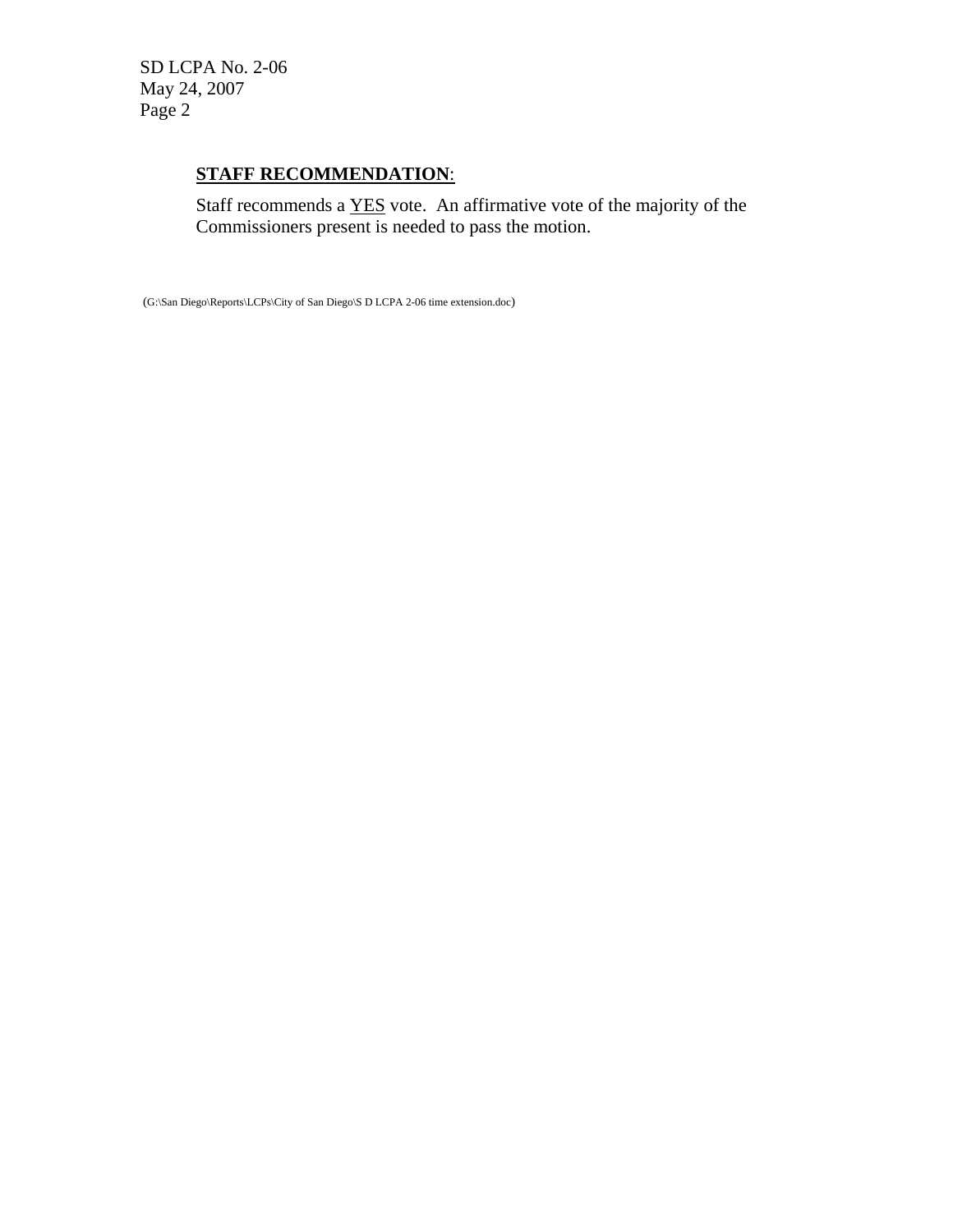**STAFF RECOMMENDATION**:

Staff recommends a YES vote. An affirmative vote of the majority of the Commissioners present is needed to pass the motion.

(G:\San Diego\Reports\LCPs\City of San Diego\S D LCPA 2-06 time extension.doc)